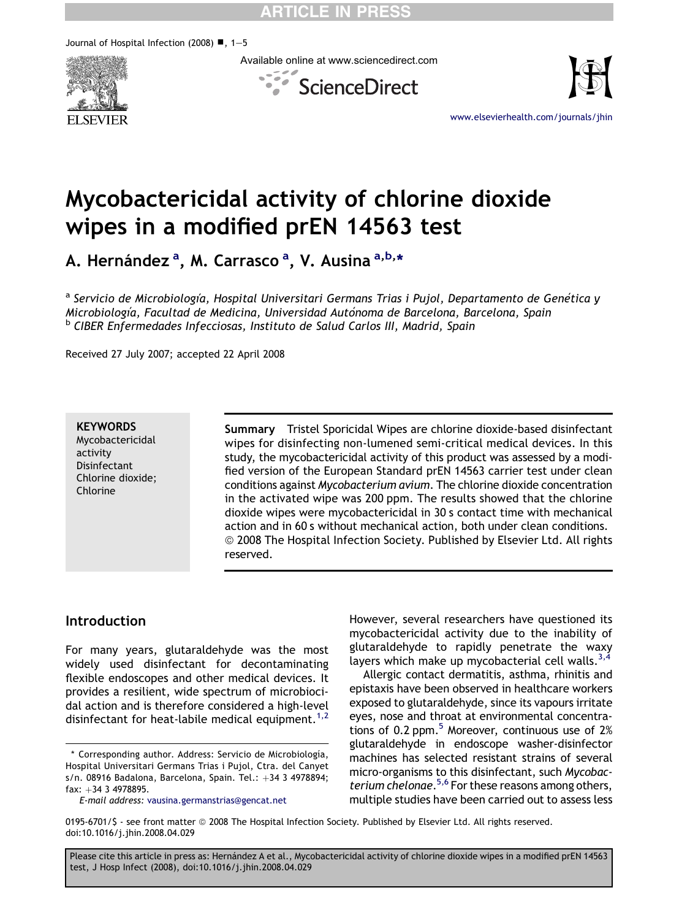# Mycobactericidal activity of chlorine dioxide wipes in a modified prEN 14563 test

A. Hernández [a], M. Carrasco [a], V. Ausina [a,b,*]

[a] Servicio de Microbiología, Hospital Universitari Germans Trias i Pujol, Departamento de Genética y Microbiología, Facultad de Medicina, Universidad Autónoma de Barcelona, Barcelona, Spain
[b] CIBER Enfermedades Infecciosas, Instituto de Salud Carlos III, Madrid, Spain

Received 27 July 2007; accepted 22 April 2008

**KEYWORDS**
Mycobactericidal activity
Disinfectant
Chlorine dioxide;
Chlorine

**Summary** Tristel Sporicidal Wipes are chlorine dioxide-based disinfectant wipes for disinfecting non-lumened semi-critical medical devices. In this study, the mycobactericidal activity of this product was assessed by a modified version of the European Standard prEN 14563 carrier test under clean conditions against *Mycobacterium avium*. The chlorine dioxide concentration in the activated wipe was 200 ppm. The results showed that the chlorine dioxide wipes were mycobactericidal in 30 s contact time with mechanical action and in 60 s without mechanical action, both under clean conditions.
© 2008 The Hospital Infection Society. Published by Elsevier Ltd. All rights reserved.

## Introduction

For many years, glutaraldehyde was the most widely used disinfectant for decontaminating flexible endoscopes and other medical devices. It provides a resilient, wide spectrum of microbicidal action and is therefore considered a high-level disinfectant for heat-labile medical equipment.[1,2] However, several researchers have questioned its mycobactericidal activity due to the inability of glutaraldehyde to rapidly penetrate the waxy layers which make up mycobacterial cell walls.[3,4]

Allergic contact dermatitis, asthma, rhinitis and epistaxis have been observed in healthcare workers exposed to glutaraldehyde, since its vapours irritate eyes, nose and throat at environmental concentrations of 0.2 ppm.[5] Moreover, continuous use of 2% glutaraldehyde in endoscope washer-disinfector machines has selected resistant strains of several micro-organisms to this disinfectant, such *Mycobacterium chelonae*.[5,6] For these reasons among others, multiple studies have been carried out to assess less

\* Corresponding author. Address: Servicio de Microbiología, Hospital Universitari Germans Trias i Pujol, Ctra. del Canyet s/n. 08916 Badalona, Barcelona, Spain. Tel.: +34 3 4978894; fax: +34 3 4978895.
*E-mail address:* vausina.germanstrias@gencat.net

0195-6701/$ - see front matter © 2008 The Hospital Infection Society. Published by Elsevier Ltd. All rights reserved.
doi:10.1016/j.jhin.2008.04.029

Please cite this article in press as: Hernández A et al., Mycobactericidal activity of chlorine dioxide wipes in a modified prEN 14563 test, J Hosp Infect (2008), doi:10.1016/j.jhin.2008.04.029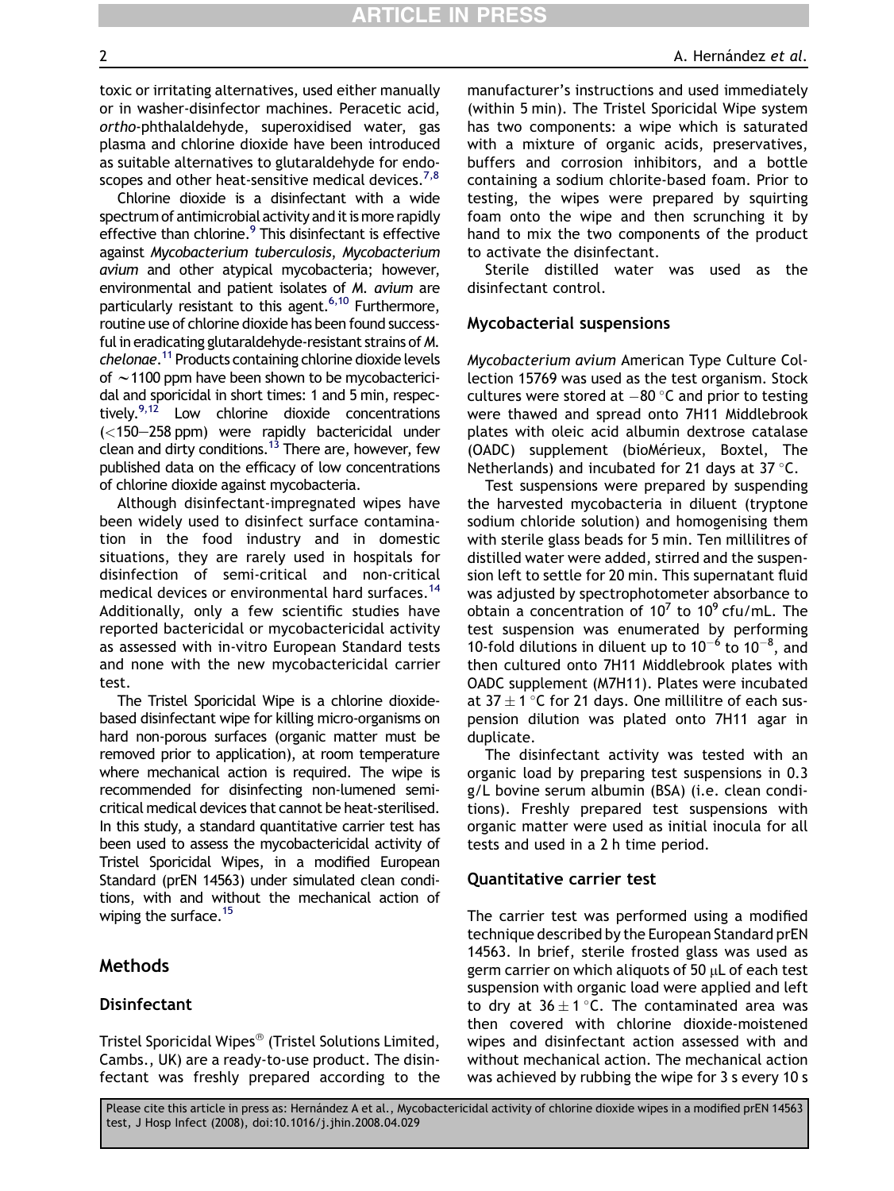toxic or irritating alternatives, used either manually or in washer-disinfector machines. Peracetic acid, *ortho*-phthalaldehyde, superoxidised water, gas plasma and chlorine dioxide have been introduced as suitable alternatives to glutaraldehyde for endoscopes and other heat-sensitive medical devices.[7,8]

Chlorine dioxide is a disinfectant with a wide spectrum of antimicrobial activity and it is more rapidly effective than chlorine.[9] This disinfectant is effective against *Mycobacterium tuberculosis*, *Mycobacterium avium* and other atypical mycobacteria; however, environmental and patient isolates of *M. avium* are particularly resistant to this agent.[6,10] Furthermore, routine use of chlorine dioxide has been found successful in eradicating glutaraldehyde-resistant strains of *M. chelonae*.[11] Products containing chlorine dioxide levels of ~1100 ppm have been shown to be mycobactericidal and sporicidal in short times: 1 and 5 min, respectively.[9,12] Low chlorine dioxide concentrations (<150–258 ppm) were rapidly bactericidal under clean and dirty conditions.[13] There are, however, few published data on the efficacy of low concentrations of chlorine dioxide against mycobacteria.

Although disinfectant-impregnated wipes have been widely used to disinfect surface contamination in the food industry and in domestic situations, they are rarely used in hospitals for disinfection of semi-critical and non-critical medical devices or environmental hard surfaces.[14] Additionally, only a few scientific studies have reported bactericidal or mycobactericidal activity as assessed with in-vitro European Standard tests and none with the new mycobactericidal carrier test.

The Tristel Sporicidal Wipe is a chlorine dioxide-based disinfectant wipe for killing micro-organisms on hard non-porous surfaces (organic matter must be removed prior to application), at room temperature where mechanical action is required. The wipe is recommended for disinfecting non-lumened semi-critical medical devices that cannot be heat-sterilised. In this study, a standard quantitative carrier test has been used to assess the mycobactericidal activity of Tristel Sporicidal Wipes, in a modified European Standard (prEN 14563) under simulated clean conditions, with and without the mechanical action of wiping the surface.[15]

## Methods

### Disinfectant

Tristel Sporicidal Wipes® (Tristel Solutions Limited, Cambs., UK) are a ready-to-use product. The disinfectant was freshly prepared according to the manufacturer's instructions and used immediately (within 5 min). The Tristel Sporicidal Wipe system has two components: a wipe which is saturated with a mixture of organic acids, preservatives, buffers and corrosion inhibitors, and a bottle containing a sodium chlorite-based foam. Prior to testing, the wipes were prepared by squirting foam onto the wipe and then scrunching it by hand to mix the two components of the product to activate the disinfectant.

Sterile distilled water was used as the disinfectant control.

### Mycobacterial suspensions

*Mycobacterium avium* American Type Culture Collection 15769 was used as the test organism. Stock cultures were stored at −80 °C and prior to testing were thawed and spread onto 7H11 Middlebrook plates with oleic acid albumin dextrose catalase (OADC) supplement (bioMérieux, Boxtel, The Netherlands) and incubated for 21 days at 37 °C.

Test suspensions were prepared by suspending the harvested mycobacteria in diluent (tryptone sodium chloride solution) and homogenising them with sterile glass beads for 5 min. Ten millilitres of distilled water were added, stirred and the suspension left to settle for 20 min. This supernatant fluid was adjusted by spectrophotometer absorbance to obtain a concentration of $10^7$ to $10^9$ cfu/mL. The test suspension was enumerated by performing 10-fold dilutions in diluent up to $10^{-6}$ to $10^{-8}$, and then cultured onto 7H11 Middlebrook plates with OADC supplement (M7H11). Plates were incubated at 37 ± 1 °C for 21 days. One millilitre of each suspension dilution was plated onto 7H11 agar in duplicate.

The disinfectant activity was tested with an organic load by preparing test suspensions in 0.3 g/L bovine serum albumin (BSA) (i.e. clean conditions). Freshly prepared test suspensions with organic matter were used as initial inocula for all tests and used in a 2 h time period.

### Quantitative carrier test

The carrier test was performed using a modified technique described by the European Standard prEN 14563. In brief, sterile frosted glass was used as germ carrier on which aliquots of 50 μL of each test suspension with organic load were applied and left to dry at 36 ± 1 °C. The contaminated area was then covered with chlorine dioxide-moistened wipes and disinfectant action assessed with and without mechanical action. The mechanical action was achieved by rubbing the wipe for 3 s every 10 s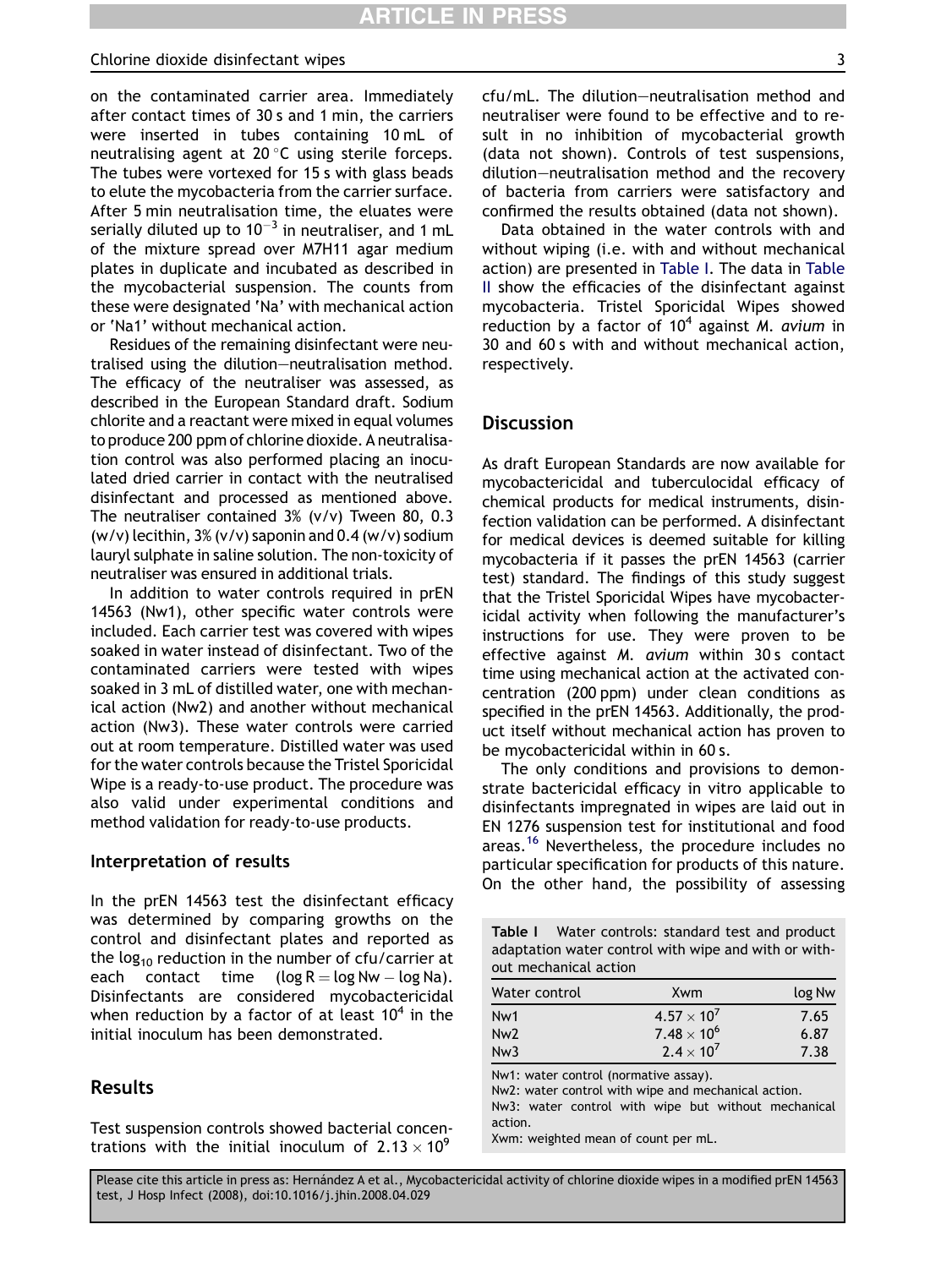on the contaminated carrier area. Immediately after contact times of 30 s and 1 min, the carriers were inserted in tubes containing 10 mL of neutralising agent at 20 °C using sterile forceps. The tubes were vortexed for 15 s with glass beads to elute the mycobacteria from the carrier surface. After 5 min neutralisation time, the eluates were serially diluted up to $10^{-3}$ in neutraliser, and 1 mL of the mixture spread over M7H11 agar medium plates in duplicate and incubated as described in the mycobacterial suspension. The counts from these were designated 'Na' with mechanical action or 'Na1' without mechanical action.

Residues of the remaining disinfectant were neutralised using the dilution–neutralisation method. The efficacy of the neutraliser was assessed, as described in the European Standard draft. Sodium chlorite and a reactant were mixed in equal volumes to produce 200 ppm of chlorine dioxide. A neutralisation control was also performed placing an inoculated dried carrier in contact with the neutralised disinfectant and processed as mentioned above. The neutraliser contained 3% (v/v) Tween 80, 0.3 (w/v) lecithin, 3% (v/v) saponin and 0.4 (w/v) sodium lauryl sulphate in saline solution. The non-toxicity of neutraliser was ensured in additional trials.

In addition to water controls required in prEN 14563 (Nw1), other specific water controls were included. Each carrier test was covered with wipes soaked in water instead of disinfectant. Two of the contaminated carriers were tested with wipes soaked in 3 mL of distilled water, one with mechanical action (Nw2) and another without mechanical action (Nw3). These water controls were carried out at room temperature. Distilled water was used for the water controls because the Tristel Sporicidal Wipe is a ready-to-use product. The procedure was also valid under experimental conditions and method validation for ready-to-use products.

### Interpretation of results

In the prEN 14563 test the disinfectant efficacy was determined by comparing growths on the control and disinfectant plates and reported as the $\log_{10}$ reduction in the number of cfu/carrier at each contact time ($\log R = \log Nw - \log Na$). Disinfectants are considered mycobactericidal when reduction by a factor of at least $10^4$ in the initial inoculum has been demonstrated.

## Results

Test suspension controls showed bacterial concentrations with the initial inoculum of $2.13 \times 10^9$ cfu/mL. The dilution–neutralisation method and neutraliser were found to be effective and to result in no inhibition of mycobacterial growth (data not shown). Controls of test suspensions, dilution–neutralisation method and the recovery of bacteria from carriers were satisfactory and confirmed the results obtained (data not shown).

Data obtained in the water controls with and without wiping (i.e. with and without mechanical action) are presented in Table I. The data in Table II show the efficacies of the disinfectant against mycobacteria. Tristel Sporicidal Wipes showed reduction by a factor of $10^4$ against *M. avium* in 30 and 60 s with and without mechanical action, respectively.

## Discussion

As draft European Standards are now available for mycobactericidal and tuberculocidal efficacy of chemical products for medical instruments, disinfection validation can be performed. A disinfectant for medical devices is deemed suitable for killing mycobacteria if it passes the prEN 14563 (carrier test) standard. The findings of this study suggest that the Tristel Sporicidal Wipes have mycobactericidal activity when following the manufacturer's instructions for use. They were proven to be effective against *M. avium* within 30 s contact time using mechanical action at the activated concentration (200 ppm) under clean conditions as specified in the prEN 14563. Additionally, the product itself without mechanical action has proven to be mycobactericidal within in 60 s.

The only conditions and provisions to demonstrate bactericidal efficacy in vitro applicable to disinfectants impregnated in wipes are laid out in EN 1276 suspension test for institutional and food areas.[16] Nevertheless, the procedure includes no particular specification for products of this nature. On the other hand, the possibility of assessing

**Table I** Water controls: standard test and product adaptation water control with wipe and with or without mechanical action

| Water control | Xwm | log Nw |
|---|---|---|
| Nw1 | $4.57 \times 10^7$ | 7.65 |
| Nw2 | $7.48 \times 10^6$ | 6.87 |
| Nw3 | $2.4 \times 10^7$ | 7.38 |

Nw1: water control (normative assay).
Nw2: water control with wipe and mechanical action.
Nw3: water control with wipe but without mechanical action.
Xwm: weighted mean of count per mL.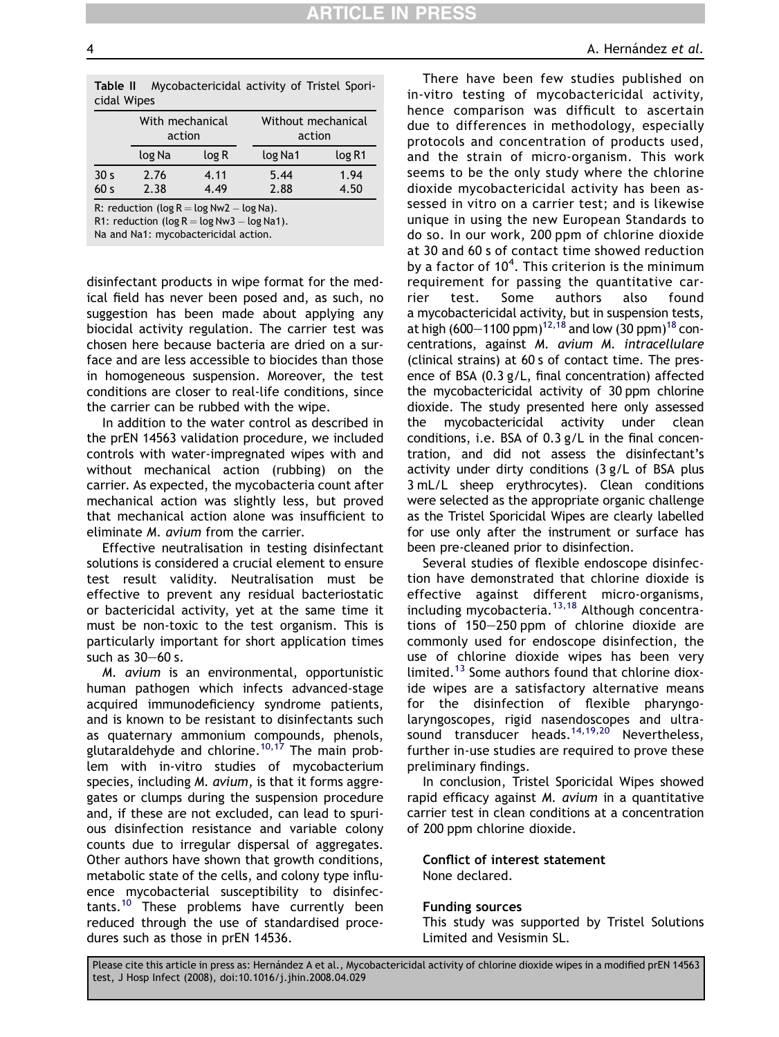**Table II** Mycobactericidal activity of Tristel Sporicidal Wipes

| | With mechanical action | | Without mechanical action | |
|---|---|---|---|---|
| | log Na | log R | log Na1 | log R1 |
| 30 s | 2.76 | 4.11 | 5.44 | 1.94 |
| 60 s | 2.38 | 4.49 | 2.88 | 4.50 |

R: reduction (log R = log Nw2 − log Na).
R1: reduction (log R = log Nw3 − log Na1).
Na and Na1: mycobactericidal action.

disinfectant products in wipe format for the medical field has never been posed and, as such, no suggestion has been made about applying any biocidal activity regulation. The carrier test was chosen here because bacteria are dried on a surface and are less accessible to biocides than those in homogeneous suspension. Moreover, the test conditions are closer to real-life conditions, since the carrier can be rubbed with the wipe.

In addition to the water control as described in the prEN 14563 validation procedure, we included controls with water-impregnated wipes with and without mechanical action (rubbing) on the carrier. As expected, the mycobacteria count after mechanical action was slightly less, but proved that mechanical action alone was insufficient to eliminate *M. avium* from the carrier.

Effective neutralisation in testing disinfectant solutions is considered a crucial element to ensure test result validity. Neutralisation must be effective to prevent any residual bacteriostatic or bactericidal activity, yet at the same time it must be non-toxic to the test organism. This is particularly important for short application times such as 30–60 s.

*M. avium* is an environmental, opportunistic human pathogen which infects advanced-stage acquired immunodeficiency syndrome patients, and is known to be resistant to disinfectants such as quaternary ammonium compounds, phenols, glutaraldehyde and chlorine.[10,17] The main problem with in-vitro studies of mycobacterium species, including *M. avium*, is that it forms aggregates or clumps during the suspension procedure and, if these are not excluded, can lead to spurious disinfection resistance and variable colony counts due to irregular dispersal of aggregates. Other authors have shown that growth conditions, metabolic state of the cells, and colony type influence mycobacterial susceptibility to disinfectants.[10] These problems have currently been reduced through the use of standardised procedures such as those in prEN 14536.

There have been few studies published on in-vitro testing of mycobactericidal activity, hence comparison was difficult to ascertain due to differences in methodology, especially protocols and concentration of products used, and the strain of micro-organism. This work seems to be the only study where the chlorine dioxide mycobactericidal activity has been assessed in vitro on a carrier test; and is likewise unique in using the new European Standards to do so. In our work, 200 ppm of chlorine dioxide at 30 and 60 s of contact time showed reduction by a factor of $10^4$. This criterion is the minimum requirement for passing the quantitative carrier test. Some authors also found a mycobactericidal activity, but in suspension tests, at high (600–1100 ppm)[12,18] and low (30 ppm)[18] concentrations, against *M. avium M. intracellulare* (clinical strains) at 60 s of contact time. The presence of BSA (0.3 g/L, final concentration) affected the mycobactericidal activity of 30 ppm chlorine dioxide. The study presented here only assessed the mycobactericidal activity under clean conditions, i.e. BSA of 0.3 g/L in the final concentration, and did not assess the disinfectant's activity under dirty conditions (3 g/L of BSA plus 3 mL/L sheep erythrocytes). Clean conditions were selected as the appropriate organic challenge as the Tristel Sporicidal Wipes are clearly labelled for use only after the instrument or surface has been pre-cleaned prior to disinfection.

Several studies of flexible endoscope disinfection have demonstrated that chlorine dioxide is effective against different micro-organisms, including mycobacteria.[13,18] Although concentrations of 150–250 ppm of chlorine dioxide are commonly used for endoscope disinfection, the use of chlorine dioxide wipes has been very limited.[13] Some authors found that chlorine dioxide wipes are a satisfactory alternative means for the disinfection of flexible pharyngolaryngoscopes, rigid nasendoscopes and ultrasound transducer heads.[14,19,20] Nevertheless, further in-use studies are required to prove these preliminary findings.

In conclusion, Tristel Sporicidal Wipes showed rapid efficacy against *M. avium* in a quantitative carrier test in clean conditions at a concentration of 200 ppm chlorine dioxide.

### Conflict of interest statement

None declared.

### Funding sources

This study was supported by Tristel Solutions Limited and Vesismin SL.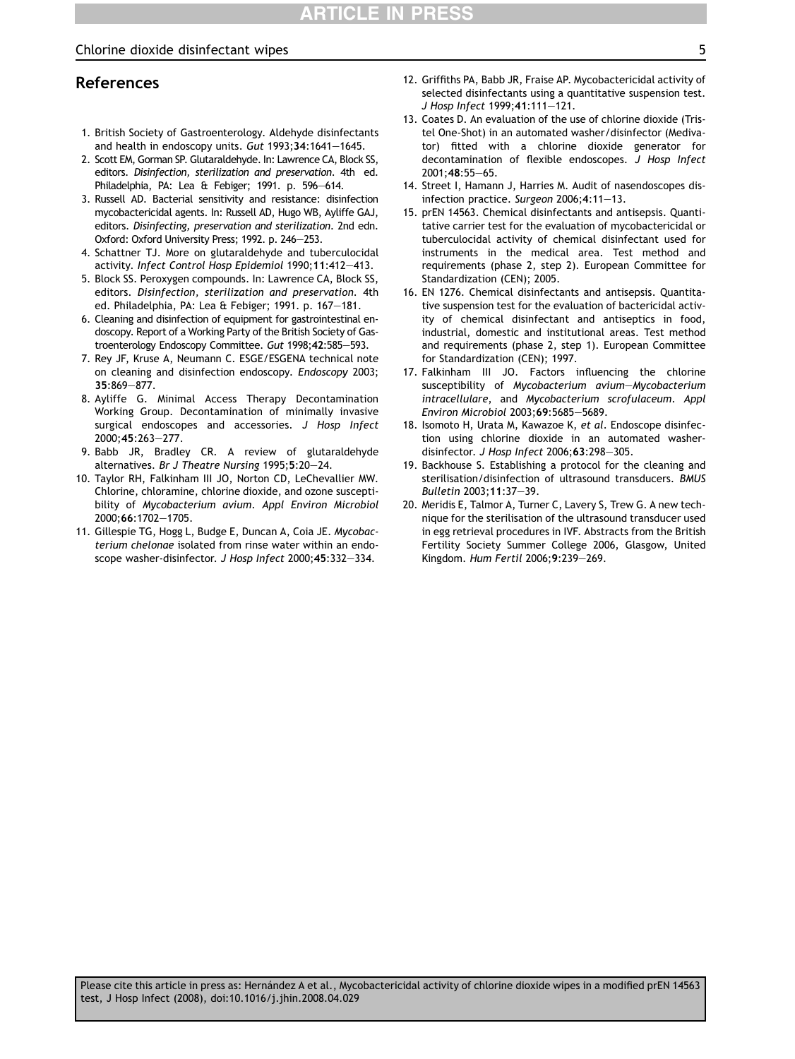## References

1. British Society of Gastroenterology. Aldehyde disinfectants and health in endoscopy units. *Gut* 1993;**34**:1641–1645.
2. Scott EM, Gorman SP. Glutaraldehyde. In: Lawrence CA, Block SS, editors. *Disinfection, sterilization and preservation*. 4th ed. Philadelphia, PA: Lea & Febiger; 1991. p. 596–614.
3. Russell AD. Bacterial sensitivity and resistance: disinfection mycobactericidal agents. In: Russell AD, Hugo WB, Ayliffe GAJ, editors. *Disinfecting, preservation and sterilization*. 2nd edn. Oxford: Oxford University Press; 1992. p. 246–253.
4. Schattner TJ. More on glutaraldehyde and tuberculocidal activity. *Infect Control Hosp Epidemiol* 1990;**11**:412–413.
5. Block SS. Peroxygen compounds. In: Lawrence CA, Block SS, editors. *Disinfection, sterilization and preservation*. 4th ed. Philadelphia, PA: Lea & Febiger; 1991. p. 167–181.
6. Cleaning and disinfection of equipment for gastrointestinal endoscopy. Report of a Working Party of the British Society of Gastroenterology Endoscopy Committee. *Gut* 1998;**42**:585–593.
7. Rey JF, Kruse A, Neumann C. ESGE/ESGENA technical note on cleaning and disinfection endoscopy. *Endoscopy* 2003; **35**:869–877.
8. Ayliffe G. Minimal Access Therapy Decontamination Working Group. Decontamination of minimally invasive surgical endoscopes and accessories. *J Hosp Infect* 2000;**45**:263–277.
9. Babb JR, Bradley CR. A review of glutaraldehyde alternatives. *Br J Theatre Nursing* 1995;**5**:20–24.
10. Taylor RH, Falkinham III JO, Norton CD, LeChevallier MW. Chlorine, chloramine, chlorine dioxide, and ozone susceptibility of *Mycobacterium avium*. *Appl Environ Microbiol* 2000;**66**:1702–1705.
11. Gillespie TG, Hogg L, Budge E, Duncan A, Coia JE. *Mycobacterium chelonae* isolated from rinse water within an endoscope washer-disinfector. *J Hosp Infect* 2000;**45**:332–334.
12. Griffiths PA, Babb JR, Fraise AP. Mycobactericidal activity of selected disinfectants using a quantitative suspension test. *J Hosp Infect* 1999;**41**:111–121.
13. Coates D. An evaluation of the use of chlorine dioxide (Tristel One-Shot) in an automated washer/disinfector (Medivator) fitted with a chlorine dioxide generator for decontamination of flexible endoscopes. *J Hosp Infect* 2001;**48**:55–65.
14. Street I, Hamann J, Harries M. Audit of nasendoscopes disinfection practice. *Surgeon* 2006;**4**:11–13.
15. prEN 14563. Chemical disinfectants and antisepsis. Quantitative carrier test for the evaluation of mycobactericidal or tuberculocidal activity of chemical disinfectant used for instruments in the medical area. Test method and requirements (phase 2, step 2). European Committee for Standardization (CEN); 2005.
16. EN 1276. Chemical disinfectants and antisepsis. Quantitative suspension test for the evaluation of bactericidal activity of chemical disinfectant and antiseptics in food, industrial, domestic and institutional areas. Test method and requirements (phase 2, step 1). European Committee for Standardization (CEN); 1997.
17. Falkinham III JO. Factors influencing the chlorine susceptibility of *Mycobacterium avium–Mycobacterium intracellulare*, and *Mycobacterium scrofulaceum*. *Appl Environ Microbiol* 2003;**69**:5685–5689.
18. Isomoto H, Urata M, Kawazoe K, *et al*. Endoscope disinfection using chlorine dioxide in an automated washer-disinfector. *J Hosp Infect* 2006;**63**:298–305.
19. Backhouse S. Establishing a protocol for the cleaning and sterilisation/disinfection of ultrasound transducers. *BMUS Bulletin* 2003;**11**:37–39.
20. Meridis E, Talmor A, Turner C, Lavery S, Trew G. A new technique for the sterilisation of the ultrasound transducer used in egg retrieval procedures in IVF. Abstracts from the British Fertility Society Summer College 2006, Glasgow, United Kingdom. *Hum Fertil* 2006;**9**:239–269.